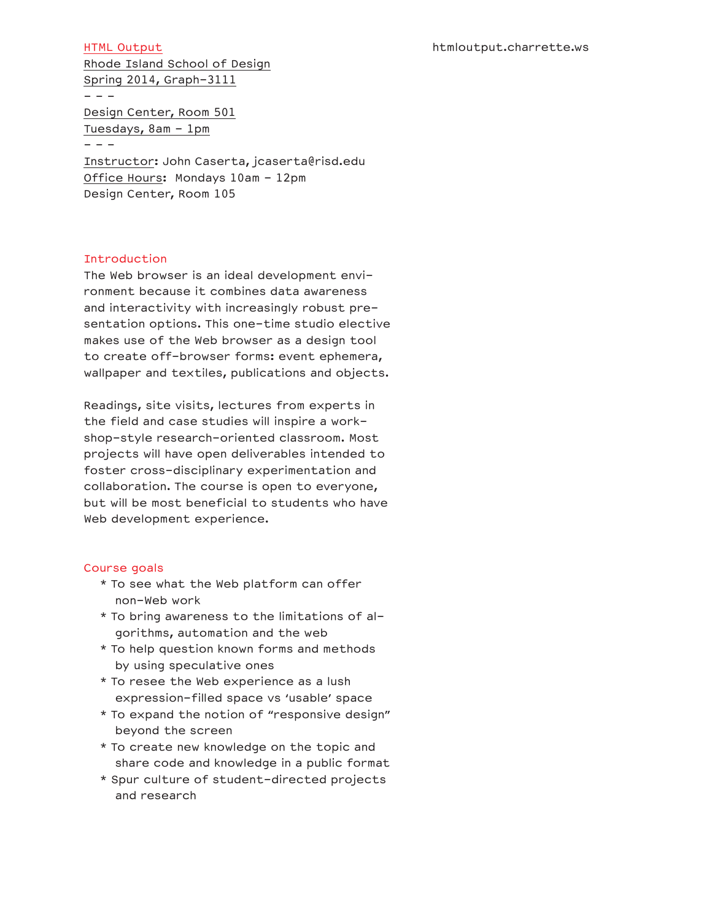# HTML Output

htmloutput.charrette.ws

Rhode Island School of Design
Spring 2014, Graph-3111

- - -

Design Center, Room 501
Tuesdays, 8am – 1pm

- - -

Instructor: John Caserta, jcaserta@risd.edu
Office Hours: Mondays 10am – 12pm
Design Center, Room 105

## Introduction

The Web browser is an ideal development environment because it combines data awareness and interactivity with increasingly robust presentation options. This one-time studio elective makes use of the Web browser as a design tool to create off-browser forms: event ephemera, wallpaper and textiles, publications and objects.

Readings, site visits, lectures from experts in the field and case studies will inspire a workshop-style research-oriented classroom. Most projects will have open deliverables intended to foster cross-disciplinary experimentation and collaboration. The course is open to everyone, but will be most beneficial to students who have Web development experience.

## Course goals

* To see what the Web platform can offer non-Web work
* To bring awareness to the limitations of algorithms, automation and the web
* To help question known forms and methods by using speculative ones
* To resee the Web experience as a lush expression-filled space vs 'usable' space
* To expand the notion of "responsive design" beyond the screen
* To create new knowledge on the topic and share code and knowledge in a public format
* Spur culture of student-directed projects and research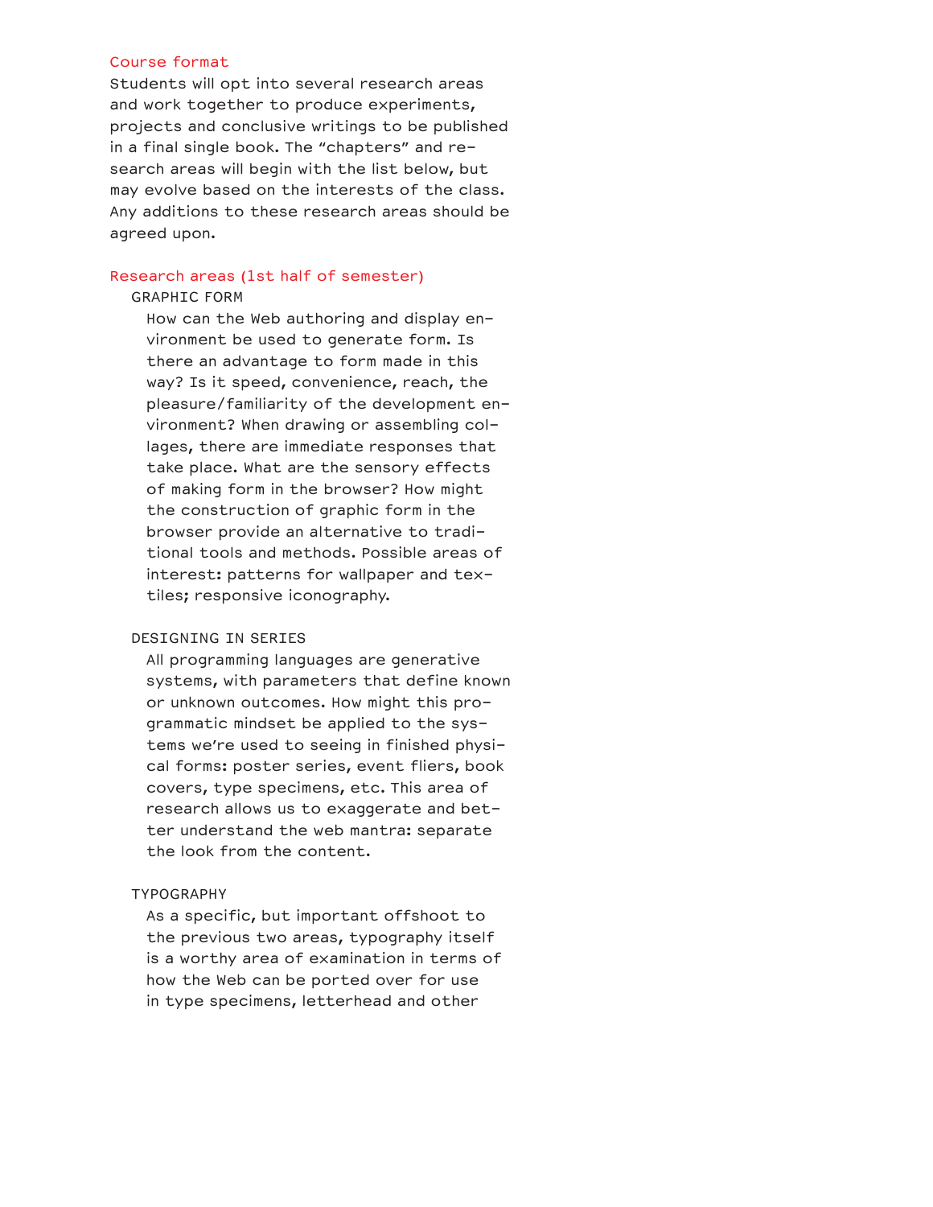## Course format

Students will opt into several research areas and work together to produce experiments, projects and conclusive writings to be published in a final single book. The "chapters" and research areas will begin with the list below, but may evolve based on the interests of the class. Any additions to these research areas should be agreed upon.

## Research areas (1st half of semester)

### GRAPHIC FORM

How can the Web authoring and display environment be used to generate form. Is there an advantage to form made in this way? Is it speed, convenience, reach, the pleasure/familiarity of the development environment? When drawing or assembling collages, there are immediate responses that take place. What are the sensory effects of making form in the browser? How might the construction of graphic form in the browser provide an alternative to traditional tools and methods. Possible areas of interest: patterns for wallpaper and textiles; responsive iconography.

### DESIGNING IN SERIES

All programming languages are generative systems, with parameters that define known or unknown outcomes. How might this programmatic mindset be applied to the systems we're used to seeing in finished physical forms: poster series, event fliers, book covers, type specimens, etc. This area of research allows us to exaggerate and better understand the web mantra: separate the look from the content.

### TYPOGRAPHY

As a specific, but important offshoot to the previous two areas, typography itself is a worthy area of examination in terms of how the Web can be ported over for use in type specimens, letterhead and other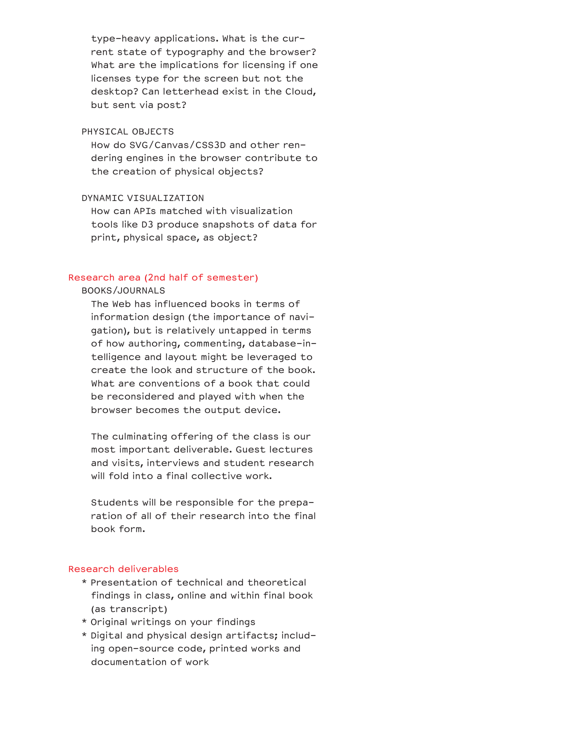type-heavy applications. What is the current state of typography and the browser? What are the implications for licensing if one licenses type for the screen but not the desktop? Can letterhead exist in the Cloud, but sent via post?

PHYSICAL OBJECTS

How do SVG/Canvas/CSS3D and other rendering engines in the browser contribute to the creation of physical objects?

DYNAMIC VISUALIZATION

How can APIs matched with visualization tools like D3 produce snapshots of data for print, physical space, as object?

## Research area (2nd half of semester)

BOOKS/JOURNALS

The Web has influenced books in terms of information design (the importance of navigation), but is relatively untapped in terms of how authoring, commenting, database-intelligence and layout might be leveraged to create the look and structure of the book. What are conventions of a book that could be reconsidered and played with when the browser becomes the output device.

The culminating offering of the class is our most important deliverable. Guest lectures and visits, interviews and student research will fold into a final collective work.

Students will be responsible for the preparation of all of their research into the final book form.

## Research deliverables

* Presentation of technical and theoretical findings in class, online and within final book (as transcript)
* Original writings on your findings
* Digital and physical design artifacts; including open-source code, printed works and documentation of work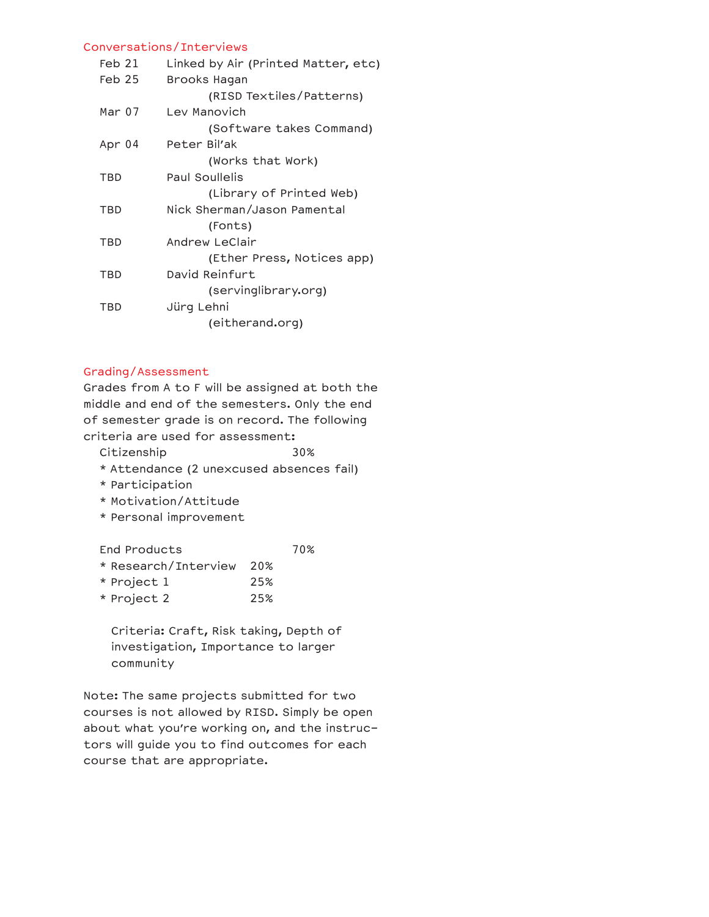## Conversations/Interviews

| | |
|---|---|
| Feb 21 | Linked by Air (Printed Matter, etc) |
| Feb 25 | Brooks Hagan (RISD Textiles/Patterns) |
| Mar 07 | Lev Manovich (Software takes Command) |
| Apr 04 | Peter Bil'ak (Works that Work) |
| TBD | Paul Soullelis (Library of Printed Web) |
| TBD | Nick Sherman/Jason Pamental (Fonts) |
| TBD | Andrew LeClair (Ether Press, Notices app) |
| TBD | David Reinfurt (servinglibrary.org) |
| TBD | Jürg Lehni (eitherand.org) |

## Grading/Assessment

Grades from A to F will be assigned at both the middle and end of the semesters. Only the end of semester grade is on record. The following criteria are used for assessment:

Citizenship 30%

* Attendance (2 unexcused absences fail)
* Participation
* Motivation/Attitude
* Personal improvement

End Products 70%

* Research/Interview 20%
* Project 1 25%
* Project 2 25%

Criteria: Craft, Risk taking, Depth of investigation, Importance to larger community

Note: The same projects submitted for two courses is not allowed by RISD. Simply be open about what you're working on, and the instructors will guide you to find outcomes for each course that are appropriate.